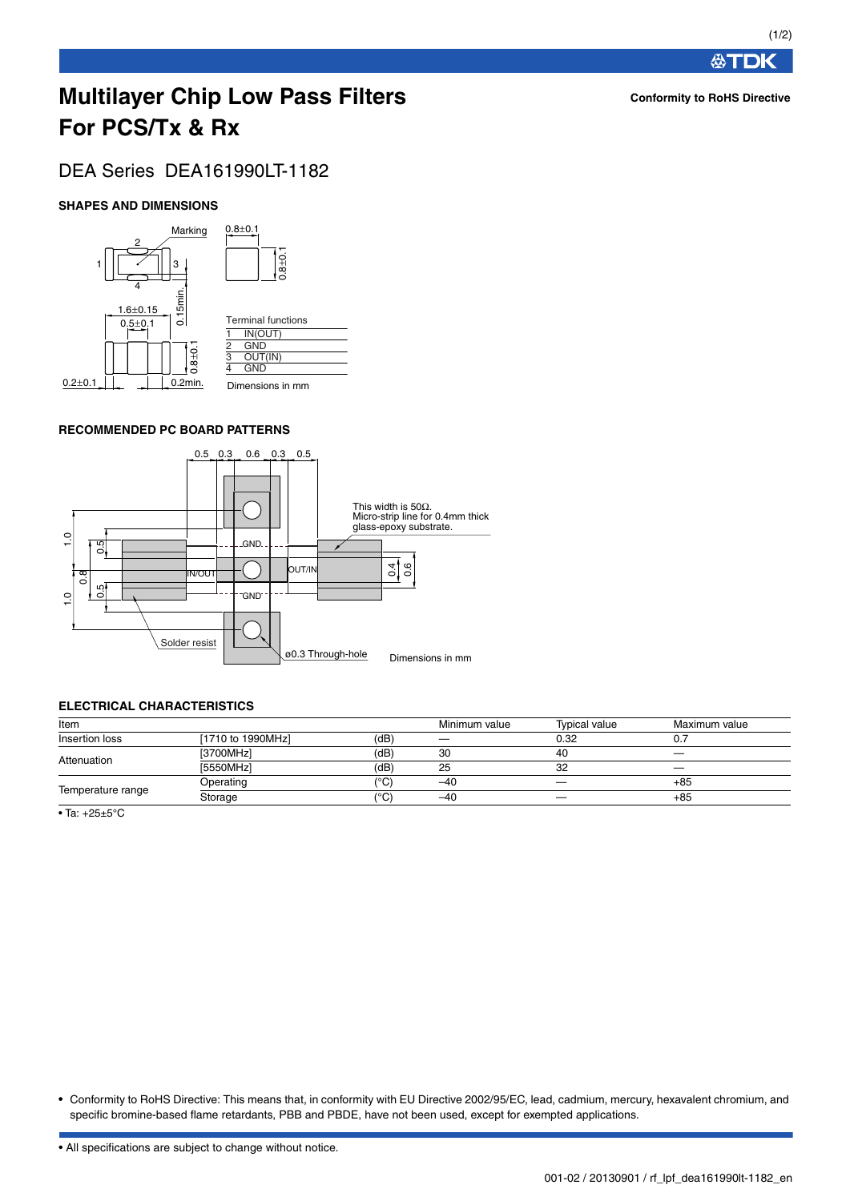# Multilayer Chip Low Pass Filters For PCS/Tx & Rx

**Conformity to RoHS Directive**

## DEA Series DEA161990LT-1182

### SHAPES AND DIMENSIONS

Terminal functions

| | |
|---|---|
| 1 | IN(OUT) |
| 2 | GND |
| 3 | OUT(IN) |
| 4 | GND |

Dimensions in mm

### RECOMMENDED PC BOARD PATTERNS

This width is 50Ω. Micro-strip line for 0.4mm thick glass-epoxy substrate.

Solder resist

ø0.3 Through-hole

Dimensions in mm

### ELECTRICAL CHARACTERISTICS

| Item | | | Minimum value | Typical value | Maximum value |
|---|---|---|---|---|---|
| Insertion loss | [1710 to 1990MHz] | (dB) | — | 0.32 | 0.7 |
| Attenuation | [3700MHz] | (dB) | 30 | 40 | — |
| | [5550MHz] | (dB) | 25 | 32 | — |
| Temperature range | Operating | (°C) | –40 | — | +85 |
| | Storage | (°C) | –40 | — | +85 |

• Ta: +25±5°C

• Conformity to RoHS Directive: This means that, in conformity with EU Directive 2002/95/EC, lead, cadmium, mercury, hexavalent chromium, and specific bromine-based flame retardants, PBB and PBDE, have not been used, except for exempted applications.

• All specifications are subject to change without notice.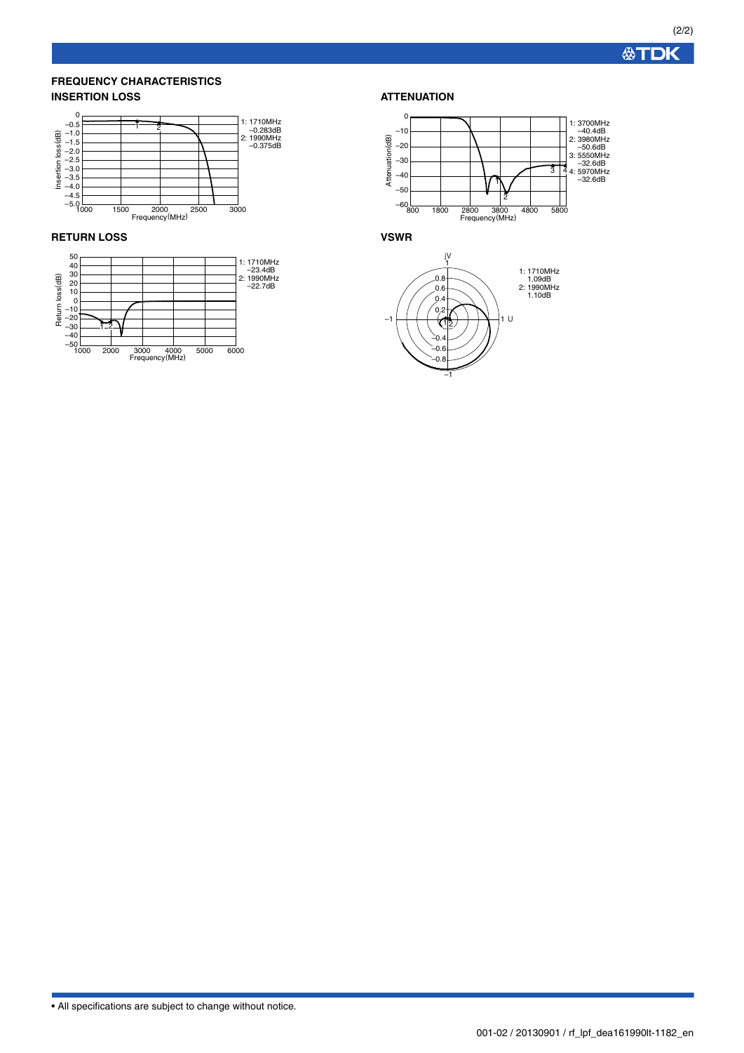## FREQUENCY CHARACTERISTICS

### INSERTION LOSS

1: 1710MHz
−0.283dB
2: 1990MHz
−0.375dB

### ATTENUATION

1: 3700MHz
−40.4dB
2: 3980MHz
−50.6dB
3: 5550MHz
−32.6dB
4: 5970MHz
−32.6dB

### RETURN LOSS

1: 1710MHz
−23.4dB
2: 1990MHz
−22.7dB

### VSWR

1: 1710MHz
1.09dB
2: 1990MHz
1.10dB

• All specifications are subject to change without notice.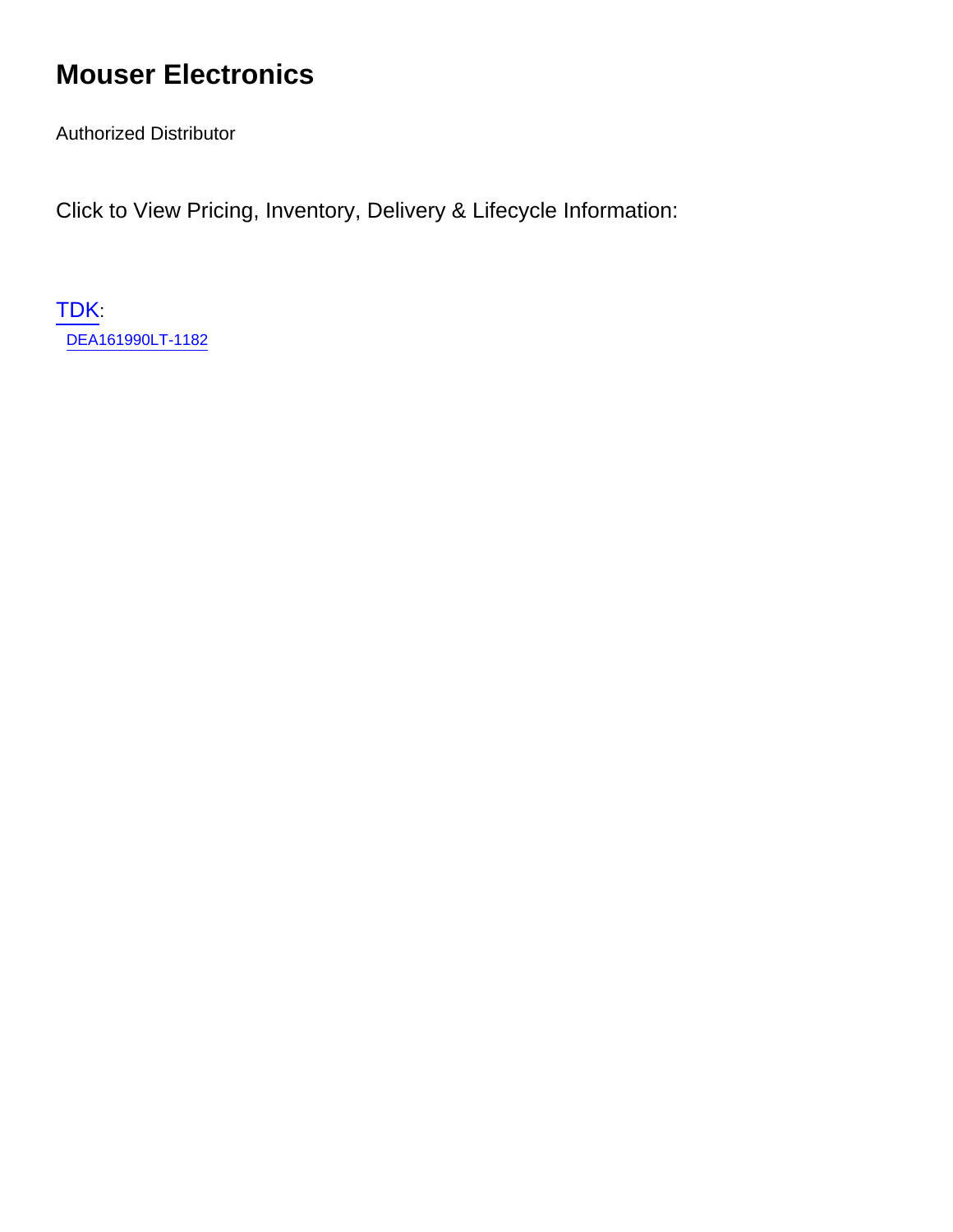# Mouser Electronics

Authorized Distributor

Click to View Pricing, Inventory, Delivery & Lifecycle Information:

TDK:

DEA161990LT-1182